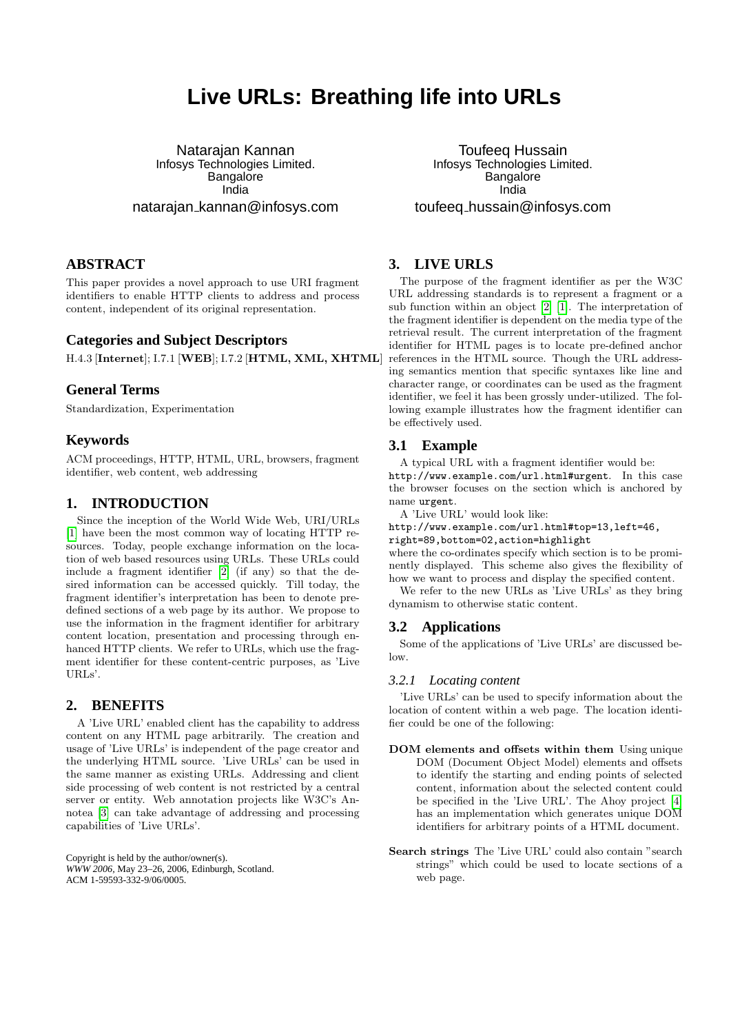# Live URLs: Breathing life into URLs

Natarajan Kannan
Infosys Technologies Limited.
Bangalore
India
natarajan_kannan@infosys.com

Toufeeq Hussain
Infosys Technologies Limited.
Bangalore
India
toufeeq_hussain@infosys.com

## ABSTRACT

This paper provides a novel approach to use URI fragment identifiers to enable HTTP clients to address and process content, independent of its original representation.

### Categories and Subject Descriptors

H.4.3 [**Internet**]; I.7.1 [**WEB**]; I.7.2 [**HTML, XML, XHTML**]

### General Terms

Standardization, Experimentation

### Keywords

ACM proceedings, HTTP, HTML, URL, browsers, fragment identifier, web content, web addressing

## 1. INTRODUCTION

Since the inception of the World Wide Web, URI/URLs [1] have been the most common way of locating HTTP resources. Today, people exchange information on the location of web based resources using URLs. These URLs could include a fragment identifier [2] (if any) so that the desired information can be accessed quickly. Till today, the fragment identifier's interpretation has been to denote predefined sections of a web page by its author. We propose to use the information in the fragment identifier for arbitrary content location, presentation and processing through enhanced HTTP clients. We refer to URLs, which use the fragment identifier for these content-centric purposes, as 'Live URLs'.

## 2. BENEFITS

A 'Live URL' enabled client has the capability to address content on any HTML page arbitrarily. The creation and usage of 'Live URLs' is independent of the page creator and the underlying HTML source. 'Live URLs' can be used in the same manner as existing URLs. Addressing and client side processing of web content is not restricted by a central server or entity. Web annotation projects like W3C's Annotea [3] can take advantage of addressing and processing capabilities of 'Live URLs'.

Copyright is held by the author/owner(s).
*WWW 2006*, May 23–26, 2006, Edinburgh, Scotland.
ACM 1-59593-332-9/06/0005.

## 3. LIVE URLS

The purpose of the fragment identifier as per the W3C URL addressing standards is to represent a fragment or a sub function within an object [2] [1]. The interpretation of the fragment identifier is dependent on the media type of the retrieval result. The current interpretation of the fragment identifier for HTML pages is to locate pre-defined anchor references in the HTML source. Though the URL addressing semantics mention that specific syntaxes like line and character range, or coordinates can be used as the fragment identifier, we feel it has been grossly under-utilized. The following example illustrates how the fragment identifier can be effectively used.

### 3.1 Example

A typical URL with a fragment identifier would be: `http://www.example.com/url.html#urgent`. In this case the browser focuses on the section which is anchored by name `urgent`.

A 'Live URL' would look like:
`http://www.example.com/url.html#top=13,left=46,right=89,bottom=02,action=highlight`
where the co-ordinates specify which section is to be prominently displayed. This scheme also gives the flexibility of how we want to process and display the specified content.

We refer to the new URLs as 'Live URLs' as they bring dynamism to otherwise static content.

### 3.2 Applications

Some of the applications of 'Live URLs' are discussed below.

#### *3.2.1 Locating content*

'Live URLs' can be used to specify information about the location of content within a web page. The location identifier could be one of the following:

**DOM elements and offsets within them** Using unique DOM (Document Object Model) elements and offsets to identify the starting and ending points of selected content, information about the selected content could be specified in the 'Live URL'. The Ahoy project [4] has an implementation which generates unique DOM identifiers for arbitrary points of a HTML document.

**Search strings** The 'Live URL' could also contain "search strings" which could be used to locate sections of a web page.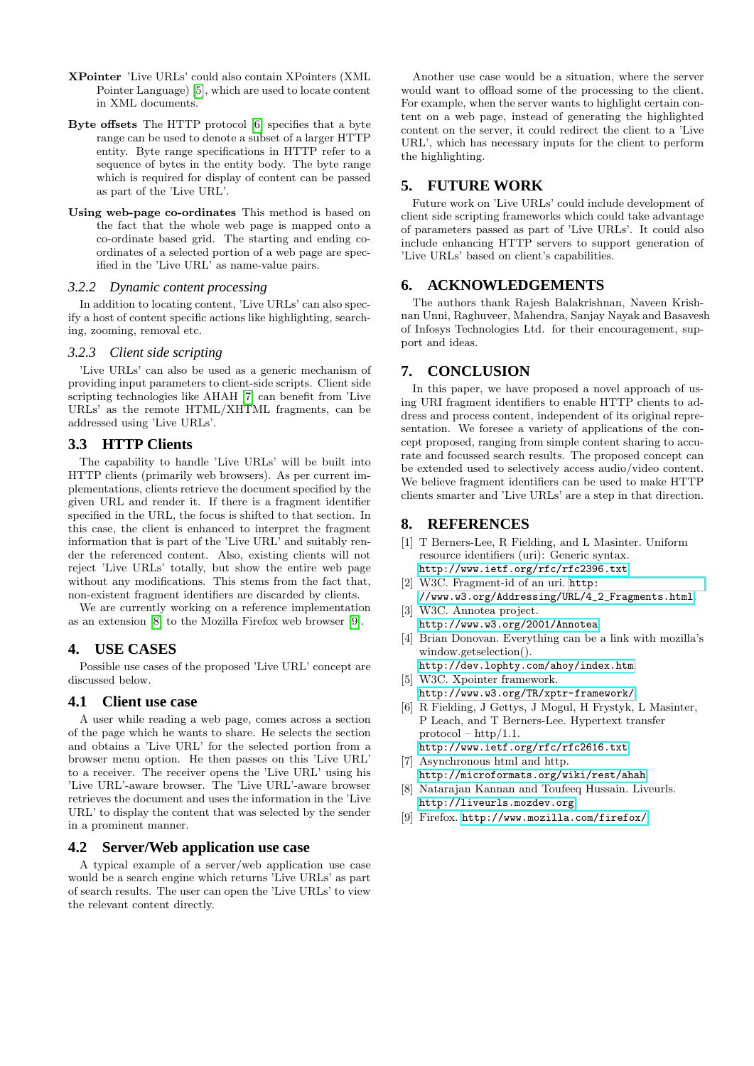**XPointer** 'Live URLs' could also contain XPointers (XML Pointer Language) [5], which are used to locate content in XML documents.

**Byte offsets** The HTTP protocol [6] specifies that a byte range can be used to denote a subset of a larger HTTP entity. Byte range specifications in HTTP refer to a sequence of bytes in the entity body. The byte range which is required for display of content can be passed as part of the 'Live URL'.

**Using web-page co-ordinates** This method is based on the fact that the whole web page is mapped onto a co-ordinate based grid. The starting and ending co-ordinates of a selected portion of a web page are specified in the 'Live URL' as name-value pairs.

#### 3.2.2 Dynamic content processing

In addition to locating content, 'Live URLs' can also specify a host of content specific actions like highlighting, searching, zooming, removal etc.

#### 3.2.3 Client side scripting

'Live URLs' can also be used as a generic mechanism of providing input parameters to client-side scripts. Client side scripting technologies like AHAH [7] can benefit from 'Live URLs' as the remote HTML/XHTML fragments, can be addressed using 'Live URLs'.

### 3.3 HTTP Clients

The capability to handle 'Live URLs' will be built into HTTP clients (primarily web browsers). As per current implementations, clients retrieve the document specified by the given URL and render it. If there is a fragment identifier specified in the URL, the focus is shifted to that section. In this case, the client is enhanced to interpret the fragment information that is part of the 'Live URL' and suitably render the referenced content. Also, existing clients will not reject 'Live URLs' totally, but show the entire web page without any modifications. This stems from the fact that, non-existent fragment identifiers are discarded by clients.

We are currently working on a reference implementation as an extension [8] to the Mozilla Firefox web browser [9].

## 4. USE CASES

Possible use cases of the proposed 'Live URL' concept are discussed below.

### 4.1 Client use case

A user while reading a web page, comes across a section of the page which he wants to share. He selects the section and obtains a 'Live URL' for the selected portion from a browser menu option. He then passes on this 'Live URL' to a receiver. The receiver opens the 'Live URL' using his 'Live URL'-aware browser. The 'Live URL'-aware browser retrieves the document and uses the information in the 'Live URL' to display the content that was selected by the sender in a prominent manner.

### 4.2 Server/Web application use case

A typical example of a server/web application use case would be a search engine which returns 'Live URLs' as part of search results. The user can open the 'Live URLs' to view the relevant content directly.

Another use case would be a situation, where the server would want to offload some of the processing to the client. For example, when the server wants to highlight certain content on a web page, instead of generating the highlighted content on the server, it could redirect the client to a 'Live URL', which has necessary inputs for the client to perform the highlighting.

## 5. FUTURE WORK

Future work on 'Live URLs' could include development of client side scripting frameworks which could take advantage of parameters passed as part of 'Live URLs'. It could also include enhancing HTTP servers to support generation of 'Live URLs' based on client's capabilities.

## 6. ACKNOWLEDGEMENTS

The authors thank Rajesh Balakrishnan, Naveen Krishnan Unni, Raghuveer, Mahendra, Sanjay Nayak and Basavesh of Infosys Technologies Ltd. for their encouragement, support and ideas.

## 7. CONCLUSION

In this paper, we have proposed a novel approach of using URI fragment identifiers to enable HTTP clients to address and process content, independent of its original representation. We foresee a variety of applications of the concept proposed, ranging from simple content sharing to accurate and focussed search results. The proposed concept can be extended used to selectively access audio/video content. We believe fragment identifiers can be used to make HTTP clients smarter and 'Live URLs' are a step in that direction.

## 8. REFERENCES

[1] T Berners-Lee, R Fielding, and L Masinter. Uniform resource identifiers (uri): Generic syntax. http://www.ietf.org/rfc/rfc2396.txt

[2] W3C. Fragment-id of an uri. http://www.w3.org/Addressing/URL/4_2_Fragments.html

[3] W3C. Annotea project. http://www.w3.org/2001/Annotea

[4] Brian Donovan. Everything can be a link with mozilla's window.getselection(). http://dev.lophty.com/ahoy/index.htm

[5] W3C. Xpointer framework. http://www.w3.org/TR/xptr-framework/

[6] R Fielding, J Gettys, J Mogul, H Frystyk, L Masinter, P Leach, and T Berners-Lee. Hypertext transfer protocol – http/1.1. http://www.ietf.org/rfc/rfc2616.txt

[7] Asynchronous html and http. http://microformats.org/wiki/rest/ahah

[8] Natarajan Kannan and Toufeeq Hussain. Liveurls. http://liveurls.mozdev.org

[9] Firefox. http://www.mozilla.com/firefox/